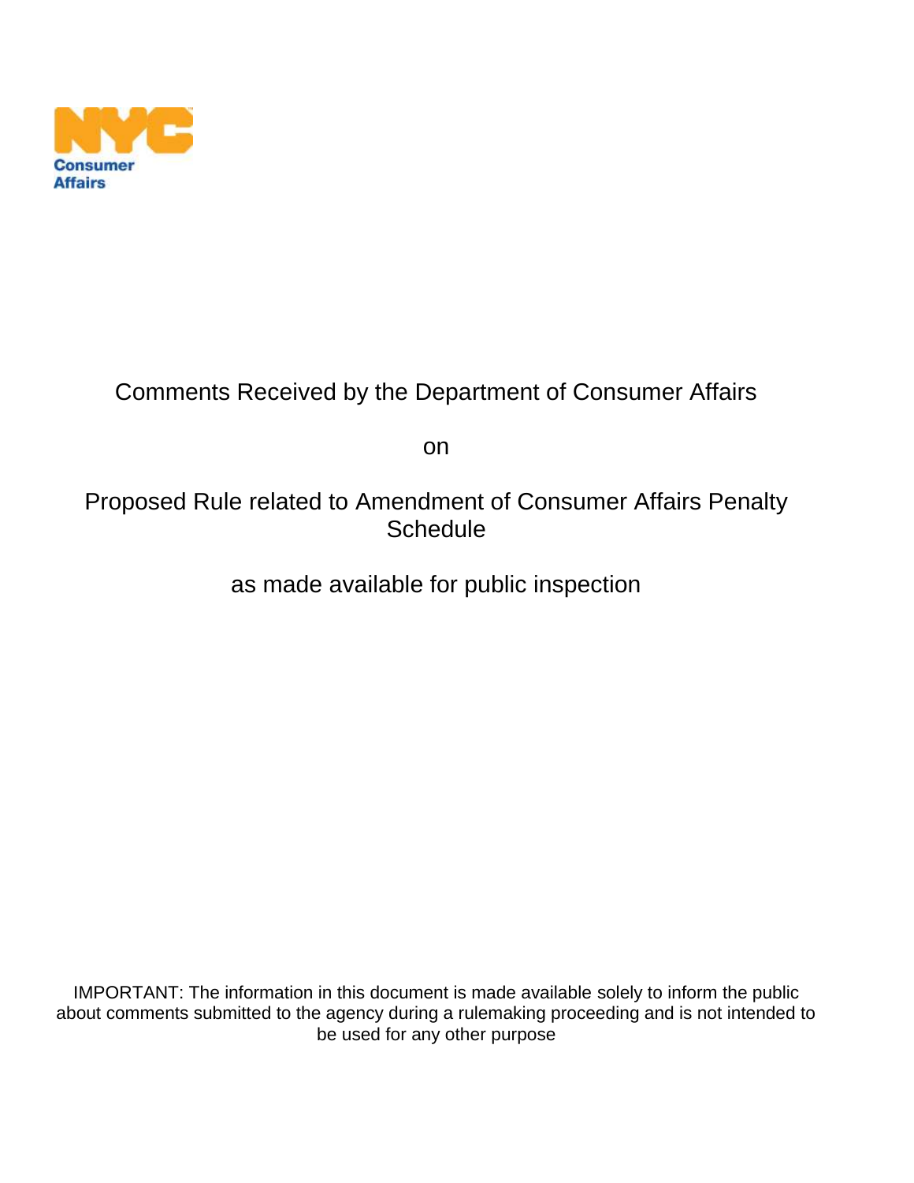NYC Consumer Affairs

# Comments Received by the Department of Consumer Affairs

on

# Proposed Rule related to Amendment of Consumer Affairs Penalty Schedule

as made available for public inspection

IMPORTANT: The information in this document is made available solely to inform the public about comments submitted to the agency during a rulemaking proceeding and is not intended to be used for any other purpose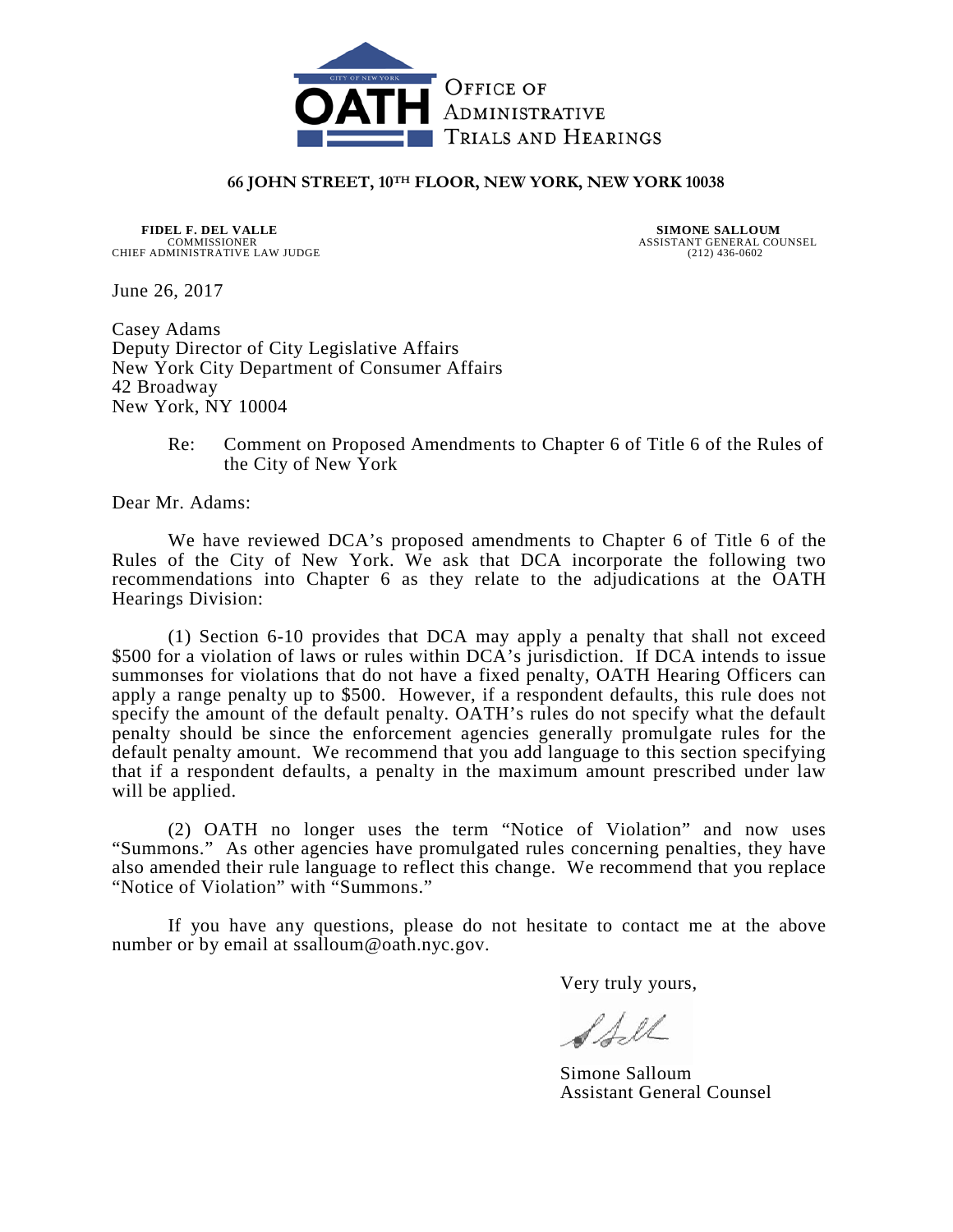**OATH** CITY OF NEW YORK — OFFICE OF ADMINISTRATIVE TRIALS AND HEARINGS

**66 JOHN STREET, 10TH FLOOR, NEW YORK, NEW YORK 10038**

**FIDEL F. DEL VALLE**
COMMISSIONER
CHIEF ADMINISTRATIVE LAW JUDGE

**SIMONE SALLOUM**
ASSISTANT GENERAL COUNSEL
(212) 436-0602

June 26, 2017

Casey Adams
Deputy Director of City Legislative Affairs
New York City Department of Consumer Affairs
42 Broadway
New York, NY 10004

Re: Comment on Proposed Amendments to Chapter 6 of Title 6 of the Rules of the City of New York

Dear Mr. Adams:

We have reviewed DCA's proposed amendments to Chapter 6 of Title 6 of the Rules of the City of New York. We ask that DCA incorporate the following two recommendations into Chapter 6 as they relate to the adjudications at the OATH Hearings Division:

(1) Section 6-10 provides that DCA may apply a penalty that shall not exceed $500 for a violation of laws or rules within DCA's jurisdiction. If DCA intends to issue summonses for violations that do not have a fixed penalty, OATH Hearing Officers can apply a range penalty up to $500. However, if a respondent defaults, this rule does not specify the amount of the default penalty. OATH's rules do not specify what the default penalty should be since the enforcement agencies generally promulgate rules for the default penalty amount. We recommend that you add language to this section specifying that if a respondent defaults, a penalty in the maximum amount prescribed under law will be applied.

(2) OATH no longer uses the term "Notice of Violation" and now uses "Summons." As other agencies have promulgated rules concerning penalties, they have also amended their rule language to reflect this change. We recommend that you replace "Notice of Violation" with "Summons."

If you have any questions, please do not hesitate to contact me at the above number or by email at ssalloum@oath.nyc.gov.

Very truly yours,

Simone Salloum
Assistant General Counsel